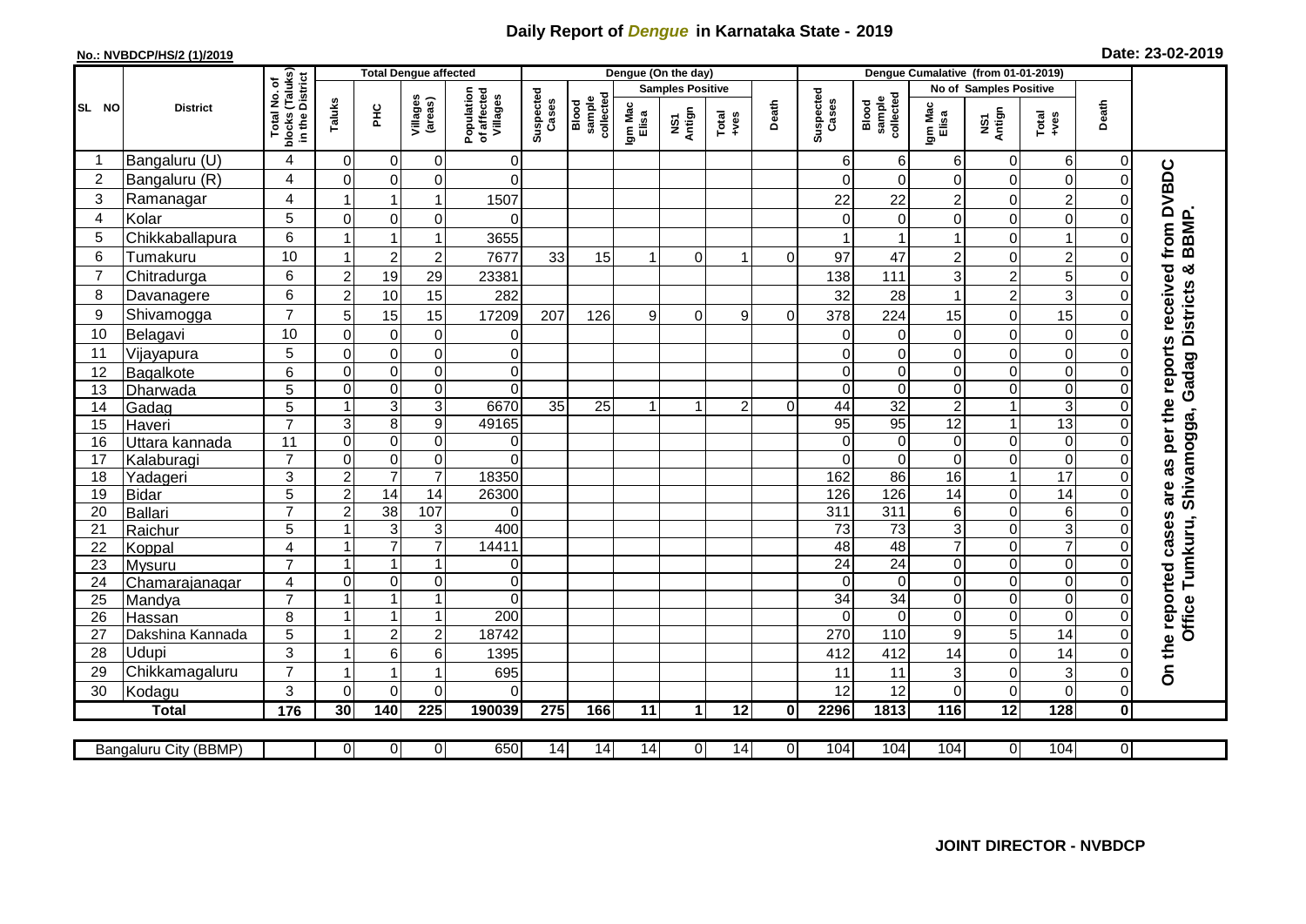# Daily Report of *Dengue* in Karnataka State - 2019

**No.: NVBDCP/HS/2 (1)/2019**

**Date: 23-02-2019**

| SL NO | District | Total No. of blocks (Taluks) in the District | Total Dengue affected | | | | Dengue (On the day) | | | | | | Dengue Cumalative (from 01-01-2019) | | | | | | |
|---|---|---|---|---|---|---|---|---|---|---|---|---|---|---|---|---|---|---|---|
| | | | Taluks | PHC | Villages (areas) | Population of affected Villages | Suspected Cases | Blood sample collected | Samples Positive | | | Death | Suspected Cases | Blood sample collected | No of Samples Positive | | | Death | |
| | | | | | | | | | Igm Mac Elisa | NS1 Antign | Total +ves | | | | Igm Mac Elisa | NS1 Antign | Total +ves | | |
| 1 | Bangaluru (U) | 4 | 0 | 0 | 0 | 0 | | | | | | | 6 | 6 | 6 | 0 | 6 | 0 | On the reported cases are as per the reports received from DVBDC Office Tumkuru, Shivamogga, Gadag Districts & BBMP. |
| 2 | Bangaluru (R) | 4 | 0 | 0 | 0 | 0 | | | | | | | 0 | 0 | 0 | 0 | 0 | 0 | |
| 3 | Ramanagar | 4 | 1 | 1 | 1 | 1507 | | | | | | | 22 | 22 | 2 | 0 | 2 | 0 | |
| 4 | Kolar | 5 | 0 | 0 | 0 | 0 | | | | | | | 0 | 0 | 0 | 0 | 0 | 0 | |
| 5 | Chikkaballapura | 6 | 1 | 1 | 1 | 3655 | | | | | | | 1 | 1 | 1 | 0 | 1 | 0 | |
| 6 | Tumakuru | 10 | 1 | 2 | 2 | 7677 | 33 | 15 | 1 | 0 | 1 | 0 | 97 | 47 | 2 | 0 | 2 | 0 | |
| 7 | Chitradurga | 6 | 2 | 19 | 29 | 23381 | | | | | | | 138 | 111 | 3 | 2 | 5 | 0 | |
| 8 | Davanagere | 6 | 2 | 10 | 15 | 282 | | | | | | | 32 | 28 | 1 | 2 | 3 | 0 | |
| 9 | Shivamogga | 7 | 5 | 15 | 15 | 17209 | 207 | 126 | 9 | 0 | 9 | 0 | 378 | 224 | 15 | 0 | 15 | 0 | |
| 10 | Belagavi | 10 | 0 | 0 | 0 | 0 | | | | | | | 0 | 0 | 0 | 0 | 0 | 0 | |
| 11 | Vijayapura | 5 | 0 | 0 | 0 | 0 | | | | | | | 0 | 0 | 0 | 0 | 0 | 0 | |
| 12 | Bagalkote | 6 | 0 | 0 | 0 | 0 | | | | | | | 0 | 0 | 0 | 0 | 0 | 0 | |
| 13 | Dharwada | 5 | 0 | 0 | 0 | 0 | | | | | | | 0 | 0 | 0 | 0 | 0 | 0 | |
| 14 | Gadag | 5 | 1 | 3 | 3 | 6670 | 35 | 25 | 1 | 1 | 2 | 0 | 44 | 32 | 2 | 1 | 3 | 0 | |
| 15 | Haveri | 7 | 3 | 8 | 9 | 49165 | | | | | | | 95 | 95 | 12 | 1 | 13 | 0 | |
| 16 | Uttara kannada | 11 | 0 | 0 | 0 | 0 | | | | | | | 0 | 0 | 0 | 0 | 0 | 0 | |
| 17 | Kalaburagi | 7 | 0 | 0 | 0 | 0 | | | | | | | 0 | 0 | 0 | 0 | 0 | 0 | |
| 18 | Yadageri | 3 | 2 | 7 | 7 | 18350 | | | | | | | 162 | 86 | 16 | 1 | 17 | 0 | |
| 19 | Bidar | 5 | 2 | 14 | 14 | 26300 | | | | | | | 126 | 126 | 14 | 0 | 14 | 0 | |
| 20 | Ballari | 7 | 2 | 38 | 107 | 0 | | | | | | | 311 | 311 | 6 | 0 | 6 | 0 | |
| 21 | Raichur | 5 | 1 | 3 | 3 | 400 | | | | | | | 73 | 73 | 3 | 0 | 3 | 0 | |
| 22 | Koppal | 4 | 1 | 7 | 7 | 14411 | | | | | | | 48 | 48 | 7 | 0 | 7 | 0 | |
| 23 | Mysuru | 7 | 1 | 1 | 1 | 0 | | | | | | | 24 | 24 | 0 | 0 | 0 | 0 | |
| 24 | Chamarajanagar | 4 | 0 | 0 | 0 | 0 | | | | | | | 0 | 0 | 0 | 0 | 0 | 0 | |
| 25 | Mandya | 7 | 1 | 1 | 1 | 0 | | | | | | | 34 | 34 | 0 | 0 | 0 | 0 | |
| 26 | Hassan | 8 | 1 | 1 | 1 | 200 | | | | | | | 0 | 0 | 0 | 0 | 0 | 0 | |
| 27 | Dakshina Kannada | 5 | 1 | 2 | 2 | 18742 | | | | | | | 270 | 110 | 9 | 5 | 14 | 0 | |
| 28 | Udupi | 3 | 1 | 6 | 6 | 1395 | | | | | | | 412 | 412 | 14 | 0 | 14 | 0 | |
| 29 | Chikkamagaluru | 7 | 1 | 1 | 1 | 695 | | | | | | | 11 | 11 | 3 | 0 | 3 | 0 | |
| 30 | Kodagu | 3 | 0 | 0 | 0 | 0 | | | | | | | 12 | 12 | 0 | 0 | 0 | 0 | |
| | **Total** | **176** | **30** | **140** | **225** | **190039** | **275** | **166** | **11** | **1** | **12** | **0** | **2296** | **1813** | **116** | **12** | **128** | **0** | |

| | Bangaluru City (BBMP) | | 0 | 0 | 0 | 650 | 14 | 14 | 14 | 0 | 14 | 0 | 104 | 104 | 104 | 0 | 104 | 0 | |
|---|---|---|---|---|---|---|---|---|---|---|---|---|---|---|---|---|---|---|---|

**JOINT DIRECTOR - NVBDCP**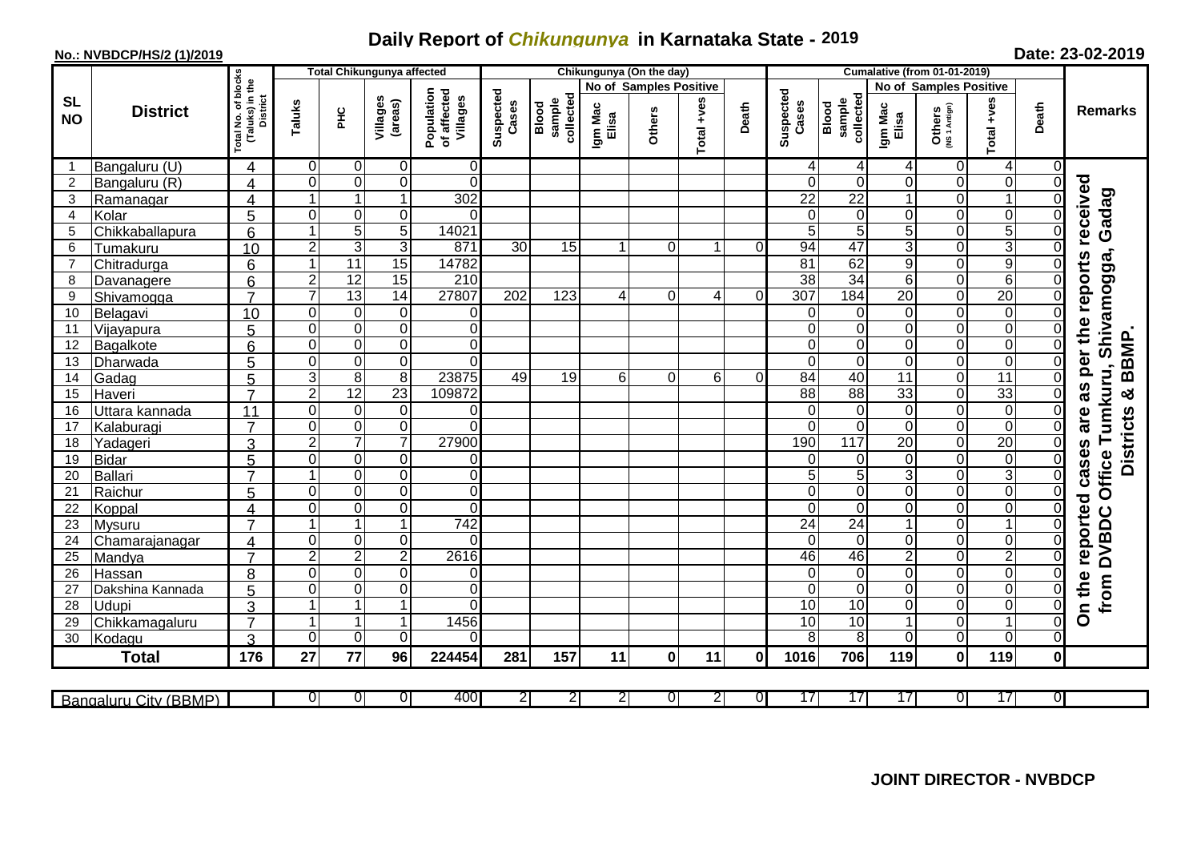# Daily Report of *Chikungunya* in Karnataka State - 2019

**No.: NVBDCP/HS/2 (1)/2019** **Date: 23-02-2019**

| SL NO | District | Total No. of blocks (Taluks) in the District | Total Chikungunya affected | | | | Chikungunya (On the day) | | | | | | | Cumalative (from 01-01-2019) | | | | | | | Remarks |
|---|---|---|---|---|---|---|---|---|---|---|---|---|---|---|---|---|---|---|---|---|---|
| | | | Taluks | PHC | Villages (areas) | Population of affected Villages | Suspected Cases | Blood sample collected | No of Samples Positive | | | Death | Suspected Cases | Blood sample collected | No of Samples Positive | | | Death | |
| | | | | | | | | | Igm Mac Elisa | Others | Total +ves | | | | Igm Mac Elisa | Others (NS 1 Antign) | Total +ves | | |
| 1 | Bangaluru (U) | 4 | 0 | 0 | 0 | 0 | | | | | | | 4 | 4 | 4 | 0 | 4 | 0 | On the reported cases are as per the reports received from DVBDC Office Tumkuru, Shivamogga, Gadag Districts & BBMP. |
| 2 | Bangaluru (R) | 4 | 0 | 0 | 0 | 0 | | | | | | | 0 | 0 | 0 | 0 | 0 | 0 | |
| 3 | Ramanagar | 4 | 1 | 1 | 1 | 302 | | | | | | | 22 | 22 | 1 | 0 | 1 | 0 | |
| 4 | Kolar | 5 | 0 | 0 | 0 | 0 | | | | | | | 0 | 0 | 0 | 0 | 0 | 0 | |
| 5 | Chikkaballapura | 6 | 1 | 5 | 5 | 14021 | | | | | | | 5 | 5 | 5 | 0 | 5 | 0 | |
| 6 | Tumakuru | 10 | 2 | 3 | 3 | 871 | 30 | 15 | 1 | 0 | 1 | 0 | 94 | 47 | 3 | 0 | 3 | 0 | |
| 7 | Chitradurga | 6 | 1 | 11 | 15 | 14782 | | | | | | | 81 | 62 | 9 | 0 | 9 | 0 | |
| 8 | Davanagere | 6 | 2 | 12 | 15 | 210 | | | | | | | 38 | 34 | 6 | 0 | 6 | 0 | |
| 9 | Shivamogga | 7 | 7 | 13 | 14 | 27807 | 202 | 123 | 4 | 0 | 4 | 0 | 307 | 184 | 20 | 0 | 20 | 0 | |
| 10 | Belagavi | 10 | 0 | 0 | 0 | 0 | | | | | | | 0 | 0 | 0 | 0 | 0 | 0 | |
| 11 | Vijayapura | 5 | 0 | 0 | 0 | 0 | | | | | | | 0 | 0 | 0 | 0 | 0 | 0 | |
| 12 | Bagalkote | 6 | 0 | 0 | 0 | 0 | | | | | | | 0 | 0 | 0 | 0 | 0 | 0 | |
| 13 | Dharwada | 5 | 0 | 0 | 0 | 0 | | | | | | | 0 | 0 | 0 | 0 | 0 | 0 | |
| 14 | Gadag | 5 | 3 | 8 | 8 | 23875 | 49 | 19 | 6 | 0 | 6 | 0 | 84 | 40 | 11 | 0 | 11 | 0 | |
| 15 | Haveri | 7 | 2 | 12 | 23 | 109872 | | | | | | | 88 | 88 | 33 | 0 | 33 | 0 | |
| 16 | Uttara kannada | 11 | 0 | 0 | 0 | 0 | | | | | | | 0 | 0 | 0 | 0 | 0 | 0 | |
| 17 | Kalaburagi | 7 | 0 | 0 | 0 | 0 | | | | | | | 0 | 0 | 0 | 0 | 0 | 0 | |
| 18 | Yadageri | 3 | 2 | 7 | 7 | 27900 | | | | | | | 190 | 117 | 20 | 0 | 20 | 0 | |
| 19 | Bidar | 5 | 0 | 0 | 0 | 0 | | | | | | | 0 | 0 | 0 | 0 | 0 | 0 | |
| 20 | Ballari | 7 | 1 | 0 | 0 | 0 | | | | | | | 5 | 5 | 3 | 0 | 3 | 0 | |
| 21 | Raichur | 5 | 0 | 0 | 0 | 0 | | | | | | | 0 | 0 | 0 | 0 | 0 | 0 | |
| 22 | Koppal | 4 | 0 | 0 | 0 | 0 | | | | | | | 0 | 0 | 0 | 0 | 0 | 0 | |
| 23 | Mysuru | 7 | 1 | 1 | 1 | 742 | | | | | | | 24 | 24 | 1 | 0 | 1 | 0 | |
| 24 | Chamarajanagar | 4 | 0 | 0 | 0 | 0 | | | | | | | 0 | 0 | 0 | 0 | 0 | 0 | |
| 25 | Mandya | 7 | 2 | 2 | 2 | 2616 | | | | | | | 46 | 46 | 2 | 0 | 2 | 0 | |
| 26 | Hassan | 8 | 0 | 0 | 0 | 0 | | | | | | | 0 | 0 | 0 | 0 | 0 | 0 | |
| 27 | Dakshina Kannada | 5 | 0 | 0 | 0 | 0 | | | | | | | 0 | 0 | 0 | 0 | 0 | 0 | |
| 28 | Udupi | 3 | 1 | 1 | 1 | 0 | | | | | | | 10 | 10 | 0 | 0 | 0 | 0 | |
| 29 | Chikkamagaluru | 7 | 1 | 1 | 1 | 1456 | | | | | | | 10 | 10 | 1 | 0 | 1 | 0 | |
| 30 | Kodagu | 3 | 0 | 0 | 0 | 0 | | | | | | | 8 | 8 | 0 | 0 | 0 | 0 | |
| **Total** | | **176** | **27** | **77** | **96** | **224454** | **281** | **157** | **11** | **0** | **11** | **0** | **1016** | **706** | **119** | **0** | **119** | **0** | |

| | | | | | | | | | | | | | | | | | | |
|---|---|---|---|---|---|---|---|---|---|---|---|---|---|---|---|---|---|---|
| Bangaluru City (BBMP) | | 0 | 0 | 0 | 400 | 2 | 2 | 2 | 0 | 2 | 0 | 17 | 17 | 17 | 0 | 17 | 0 | |

**JOINT DIRECTOR - NVBDCP**